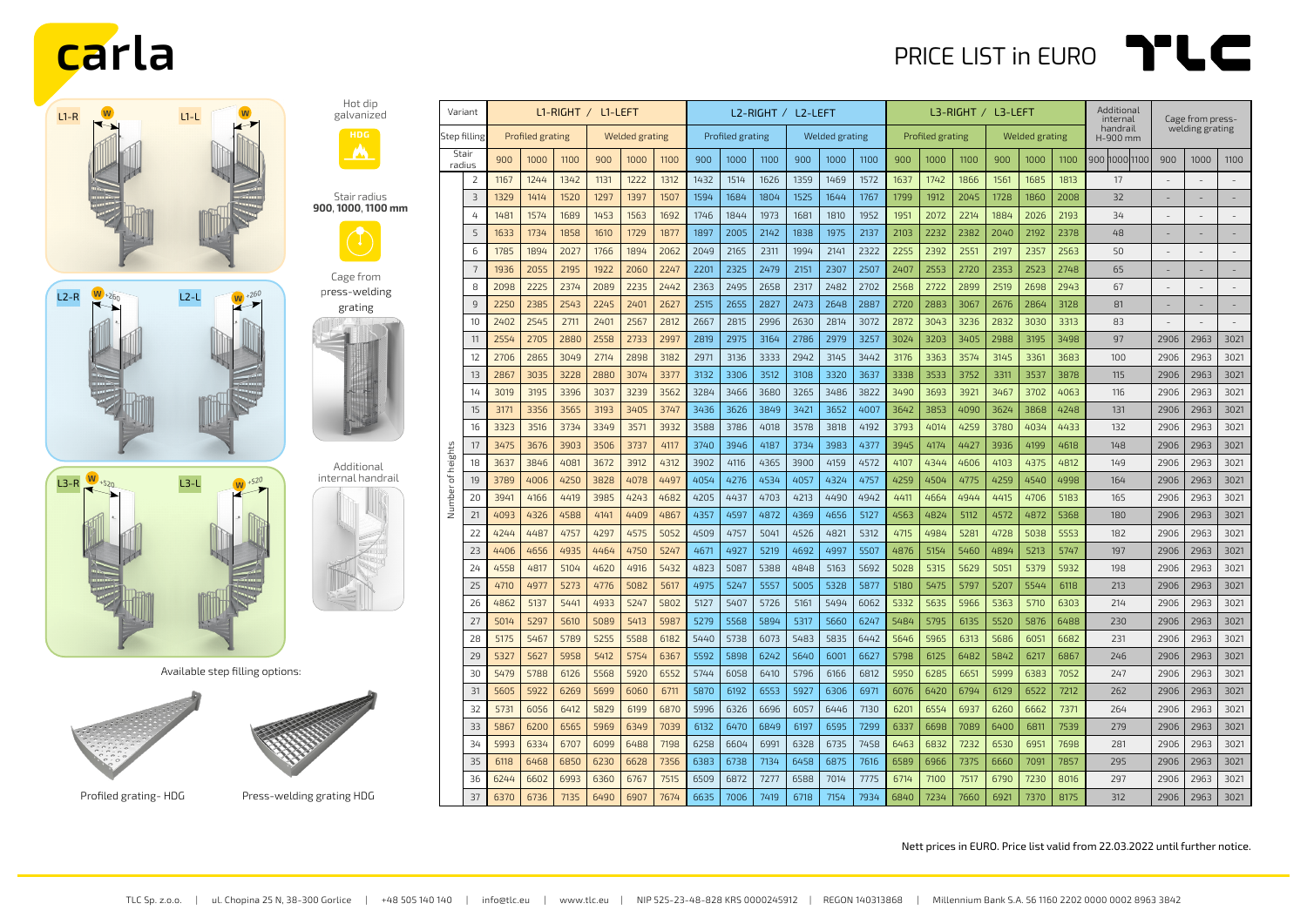carla

# PRICE LIST in EURO

TLC

L1-R W L1-L W

L2-R W +260 L2-L W +260

L3-R W +520 L3-L W +520

Hot dip galvanized

HDG

Stair radius **900, 1000, 1100 mm**

Cage from press-welding grating

Additional internal handrail

Available step filling options:

Profiled grating - HDG

Press-welding grating HDG

| Variant | | L1-RIGHT / L1-LEFT | | | | | | L2-RIGHT / L2-LEFT | | | | | | L3-RIGHT / L3-LEFT | | | | | | Additional internal handrail H-900 mm | Cage from press-welding grating | | |
|---|---|---|---|---|---|---|---|---|---|---|---|---|---|---|---|---|---|---|---|---|---|---|---|
| Step filling | | Profiled grating | | | Welded grating | | | Profiled grating | | | Welded grating | | | Profiled grating | | | Welded grating | | | | | | |
| Stair radius | | 900 | 1000 | 1100 | 900 | 1000 | 1100 | 900 | 1000 | 1100 | 900 | 1000 | 1100 | 900 | 1000 | 1100 | 900 | 1000 | 1100 | 900 1000 1100 | 900 | 1000 | 1100 |
| Number of heights | 2 | 1167 | 1244 | 1342 | 1131 | 1222 | 1312 | 1432 | 1514 | 1626 | 1359 | 1469 | 1572 | 1637 | 1742 | 1866 | 1561 | 1685 | 1813 | 17 | - | - | - |
| | 3 | 1329 | 1414 | 1520 | 1297 | 1397 | 1507 | 1594 | 1684 | 1804 | 1525 | 1644 | 1767 | 1799 | 1912 | 2045 | 1728 | 1860 | 2008 | 32 | - | - | - |
| | 4 | 1481 | 1574 | 1689 | 1453 | 1563 | 1692 | 1746 | 1844 | 1973 | 1681 | 1810 | 1952 | 1951 | 2072 | 2214 | 1884 | 2026 | 2193 | 34 | - | - | - |
| | 5 | 1633 | 1734 | 1858 | 1610 | 1729 | 1877 | 1897 | 2005 | 2142 | 1838 | 1975 | 2137 | 2103 | 2232 | 2382 | 2040 | 2192 | 2378 | 48 | - | - | - |
| | 6 | 1785 | 1894 | 2027 | 1766 | 1894 | 2062 | 2049 | 2165 | 2311 | 1994 | 2141 | 2322 | 2255 | 2392 | 2551 | 2197 | 2357 | 2563 | 50 | - | - | - |
| | 7 | 1936 | 2055 | 2195 | 1922 | 2060 | 2247 | 2201 | 2325 | 2479 | 2151 | 2307 | 2507 | 2407 | 2553 | 2720 | 2353 | 2523 | 2748 | 65 | - | - | - |
| | 8 | 2098 | 2225 | 2374 | 2089 | 2235 | 2442 | 2363 | 2495 | 2658 | 2317 | 2482 | 2702 | 2568 | 2722 | 2899 | 2519 | 2698 | 2943 | 67 | - | - | - |
| | 9 | 2250 | 2385 | 2543 | 2245 | 2401 | 2627 | 2515 | 2655 | 2827 | 2473 | 2648 | 2887 | 2720 | 2883 | 3067 | 2676 | 2864 | 3128 | 81 | - | - | - |
| | 10 | 2402 | 2545 | 2711 | 2401 | 2567 | 2812 | 2667 | 2815 | 2996 | 2630 | 2814 | 3072 | 2872 | 3043 | 3236 | 2832 | 3030 | 3313 | 83 | - | - | - |
| | 11 | 2554 | 2705 | 2880 | 2558 | 2733 | 2997 | 2819 | 2975 | 3164 | 2786 | 2979 | 3257 | 3024 | 3203 | 3405 | 2988 | 3195 | 3498 | 97 | 2906 | 2963 | 3021 |
| | 12 | 2706 | 2865 | 3049 | 2714 | 2898 | 3182 | 2971 | 3136 | 3333 | 2942 | 3145 | 3442 | 3176 | 3363 | 3574 | 3145 | 3361 | 3683 | 100 | 2906 | 2963 | 3021 |
| | 13 | 2867 | 3035 | 3228 | 2880 | 3074 | 3377 | 3132 | 3306 | 3512 | 3108 | 3320 | 3637 | 3338 | 3533 | 3752 | 3311 | 3537 | 3878 | 115 | 2906 | 2963 | 3021 |
| | 14 | 3019 | 3195 | 3396 | 3037 | 3239 | 3562 | 3284 | 3466 | 3680 | 3265 | 3486 | 3822 | 3490 | 3693 | 3921 | 3467 | 3702 | 4063 | 116 | 2906 | 2963 | 3021 |
| | 15 | 3171 | 3356 | 3565 | 3193 | 3405 | 3747 | 3436 | 3626 | 3849 | 3421 | 3652 | 4007 | 3642 | 3853 | 4090 | 3624 | 3868 | 4248 | 131 | 2906 | 2963 | 3021 |
| | 16 | 3323 | 3516 | 3734 | 3349 | 3571 | 3932 | 3588 | 3786 | 4018 | 3578 | 3818 | 4192 | 3793 | 4014 | 4259 | 3780 | 4034 | 4433 | 132 | 2906 | 2963 | 3021 |
| | 17 | 3475 | 3676 | 3903 | 3506 | 3737 | 4117 | 3740 | 3946 | 4187 | 3734 | 3983 | 4377 | 3945 | 4174 | 4427 | 3936 | 4199 | 4618 | 148 | 2906 | 2963 | 3021 |
| | 18 | 3637 | 3846 | 4081 | 3672 | 3912 | 4312 | 3902 | 4116 | 4365 | 3900 | 4159 | 4572 | 4107 | 4344 | 4606 | 4103 | 4375 | 4812 | 149 | 2906 | 2963 | 3021 |
| | 19 | 3789 | 4006 | 4250 | 3828 | 4078 | 4497 | 4054 | 4276 | 4534 | 4057 | 4324 | 4757 | 4259 | 4504 | 4775 | 4259 | 4540 | 4998 | 164 | 2906 | 2963 | 3021 |
| | 20 | 3941 | 4166 | 4419 | 3985 | 4243 | 4682 | 4205 | 4437 | 4703 | 4213 | 4490 | 4942 | 4411 | 4664 | 4944 | 4415 | 4706 | 5183 | 165 | 2906 | 2963 | 3021 |
| | 21 | 4093 | 4326 | 4588 | 4141 | 4409 | 4867 | 4357 | 4597 | 4872 | 4369 | 4656 | 5127 | 4563 | 4824 | 5112 | 4572 | 4872 | 5368 | 180 | 2906 | 2963 | 3021 |
| | 22 | 4244 | 4487 | 4757 | 4297 | 4575 | 5052 | 4509 | 4757 | 5041 | 4526 | 4821 | 5312 | 4715 | 4984 | 5281 | 4728 | 5038 | 5553 | 182 | 2906 | 2963 | 3021 |
| | 23 | 4406 | 4656 | 4935 | 4464 | 4750 | 5247 | 4671 | 4927 | 5219 | 4692 | 4997 | 5507 | 4876 | 5154 | 5460 | 4894 | 5213 | 5747 | 197 | 2906 | 2963 | 3021 |
| | 24 | 4558 | 4817 | 5104 | 4620 | 4916 | 5432 | 4823 | 5087 | 5388 | 4848 | 5163 | 5692 | 5028 | 5315 | 5629 | 5051 | 5379 | 5932 | 198 | 2906 | 2963 | 3021 |
| | 25 | 4710 | 4977 | 5273 | 4776 | 5082 | 5617 | 4975 | 5247 | 5557 | 5005 | 5328 | 5877 | 5180 | 5475 | 5797 | 5207 | 5544 | 6118 | 213 | 2906 | 2963 | 3021 |
| | 26 | 4862 | 5137 | 5441 | 4933 | 5247 | 5802 | 5127 | 5407 | 5726 | 5161 | 5494 | 6062 | 5332 | 5635 | 5966 | 5363 | 5710 | 6303 | 214 | 2906 | 2963 | 3021 |
| | 27 | 5014 | 5297 | 5610 | 5089 | 5413 | 5987 | 5279 | 5568 | 5894 | 5317 | 5660 | 6247 | 5484 | 5795 | 6135 | 5520 | 5876 | 6488 | 230 | 2906 | 2963 | 3021 |
| | 28 | 5175 | 5467 | 5789 | 5255 | 5588 | 6182 | 5440 | 5738 | 6073 | 5483 | 5835 | 6442 | 5646 | 5965 | 6313 | 5686 | 6051 | 6682 | 231 | 2906 | 2963 | 3021 |
| | 29 | 5327 | 5627 | 5958 | 5412 | 5754 | 6367 | 5592 | 5898 | 6242 | 5640 | 6001 | 6627 | 5798 | 6125 | 6482 | 5842 | 6217 | 6867 | 246 | 2906 | 2963 | 3021 |
| | 30 | 5479 | 5788 | 6126 | 5568 | 5920 | 6552 | 5744 | 6058 | 6410 | 5796 | 6166 | 6812 | 5950 | 6285 | 6651 | 5999 | 6383 | 7052 | 247 | 2906 | 2963 | 3021 |
| | 31 | 5605 | 5922 | 6269 | 5699 | 6060 | 6711 | 5870 | 6192 | 6553 | 5927 | 6306 | 6971 | 6076 | 6420 | 6794 | 6129 | 6522 | 7212 | 262 | 2906 | 2963 | 3021 |
| | 32 | 5731 | 6056 | 6412 | 5829 | 6199 | 6870 | 5996 | 6326 | 6696 | 6057 | 6446 | 7130 | 6201 | 6554 | 6937 | 6260 | 6662 | 7371 | 264 | 2906 | 2963 | 3021 |
| | 33 | 5867 | 6200 | 6565 | 5969 | 6349 | 7039 | 6132 | 6470 | 6849 | 6197 | 6595 | 7299 | 6337 | 6698 | 7089 | 6400 | 6811 | 7539 | 279 | 2906 | 2963 | 3021 |
| | 34 | 5993 | 6334 | 6707 | 6099 | 6488 | 7198 | 6258 | 6604 | 6991 | 6328 | 6735 | 7458 | 6463 | 6832 | 7232 | 6530 | 6951 | 7698 | 281 | 2906 | 2963 | 3021 |
| | 35 | 6118 | 6468 | 6850 | 6230 | 6628 | 7356 | 6383 | 6738 | 7134 | 6458 | 6875 | 7616 | 6589 | 6966 | 7375 | 6660 | 7091 | 7857 | 295 | 2906 | 2963 | 3021 |
| | 36 | 6244 | 6602 | 6993 | 6360 | 6767 | 7515 | 6509 | 6872 | 7277 | 6588 | 7014 | 7775 | 6714 | 7100 | 7517 | 6790 | 7230 | 8016 | 297 | 2906 | 2963 | 3021 |
| | 37 | 6370 | 6736 | 7135 | 6490 | 6907 | 7674 | 6635 | 7006 | 7419 | 6718 | 7154 | 7934 | 6840 | 7234 | 7660 | 6921 | 7370 | 8175 | 312 | 2906 | 2963 | 3021 |

Nett prices in EURO. Price list valid from 22.03.2022 until further notice.

TLC Sp. z o.o. | ul. Chopina 25 N, 38-300 Gorlice | +48 505 140 140 | info@tlc.eu | www.tlc.eu | NIP 525-23-48-828 KRS 0000245912 | REGON 140313868 | Millennium Bank S.A. 56 1160 2202 0000 0002 8963 3842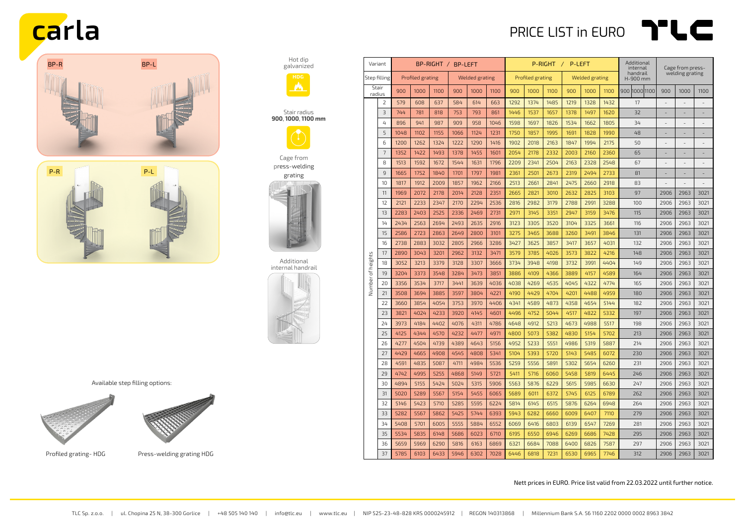# carla

# PRICE LIST in EURO

TLC

BP-R BP-L

P-R P-L

Hot dip galvanized

HDG

Stair radius
**900, 1000, 1100 mm**

Cage from press-welding grating

Additional internal handrail

Available step filling options:

Profiled grating - HDG

Press-welding grating HDG

| Variant | | BP-RIGHT / BP-LEFT | | | | | | P-RIGHT / P-LEFT | | | | | | Additional internal handrail H-900 mm | Cage from press-welding grating | | |
|---|---|---|---|---|---|---|---|---|---|---|---|---|---|---|---|---|---|
| Step filling | | Profiled grating | | | Welded grating | | | Profiled grating | | | Welded grating | | | | | | |
| Stair radius | | 900 | 1000 | 1100 | 900 | 1000 | 1100 | 900 | 1000 | 1100 | 900 | 1000 | 1100 | 900 1000 1100 | 900 | 1000 | 1100 |
| Number of heights | 2 | 579 | 608 | 637 | 584 | 614 | 663 | 1292 | 1374 | 1485 | 1219 | 1328 | 1432 | 17 | - | - | - |
| | 3 | 744 | 781 | 818 | 753 | 793 | 861 | 1446 | 1537 | 1657 | 1378 | 1497 | 1620 | 32 | - | - | - |
| | 4 | 896 | 941 | 987 | 909 | 958 | 1046 | 1598 | 1697 | 1826 | 1534 | 1662 | 1805 | 34 | - | - | - |
| | 5 | 1048 | 1102 | 1155 | 1066 | 1124 | 1231 | 1750 | 1857 | 1995 | 1691 | 1828 | 1990 | 48 | - | - | - |
| | 6 | 1200 | 1262 | 1324 | 1222 | 1290 | 1416 | 1902 | 2018 | 2163 | 1847 | 1994 | 2175 | 50 | - | - | - |
| | 7 | 1352 | 1422 | 1493 | 1378 | 1455 | 1601 | 2054 | 2178 | 2332 | 2003 | 2160 | 2360 | 65 | - | - | - |
| | 8 | 1513 | 1592 | 1672 | 1544 | 1631 | 1796 | 2209 | 2341 | 2504 | 2163 | 2328 | 2548 | 67 | - | - | - |
| | 9 | 1665 | 1752 | 1840 | 1701 | 1797 | 1981 | 2361 | 2501 | 2673 | 2319 | 2494 | 2733 | 81 | - | - | - |
| | 10 | 1817 | 1912 | 2009 | 1857 | 1962 | 2166 | 2513 | 2661 | 2841 | 2475 | 2660 | 2918 | 83 | - | - | - |
| | 11 | 1969 | 2072 | 2178 | 2014 | 2128 | 2351 | 2665 | 2821 | 3010 | 2632 | 2825 | 3103 | 97 | 2906 | 2963 | 3021 |
| | 12 | 2121 | 2233 | 2347 | 2170 | 2294 | 2536 | 2816 | 2982 | 3179 | 2788 | 2991 | 3288 | 100 | 2906 | 2963 | 3021 |
| | 13 | 2283 | 2403 | 2525 | 2336 | 2469 | 2731 | 2971 | 3145 | 3351 | 2947 | 3159 | 3476 | 115 | 2906 | 2963 | 3021 |
| | 14 | 2434 | 2563 | 2694 | 2493 | 2635 | 2916 | 3123 | 3305 | 3520 | 3104 | 3325 | 3661 | 116 | 2906 | 2963 | 3021 |
| | 15 | 2586 | 2723 | 2863 | 2649 | 2800 | 3101 | 3275 | 3465 | 3688 | 3260 | 3491 | 3846 | 131 | 2906 | 2963 | 3021 |
| | 16 | 2738 | 2883 | 3032 | 2805 | 2966 | 3286 | 3427 | 3625 | 3857 | 3417 | 3657 | 4031 | 132 | 2906 | 2963 | 3021 |
| | 17 | 2890 | 3043 | 3201 | 2962 | 3132 | 3471 | 3579 | 3785 | 4026 | 3573 | 3822 | 4216 | 148 | 2906 | 2963 | 3021 |
| | 18 | 3052 | 3213 | 3379 | 3128 | 3307 | 3666 | 3734 | 3948 | 4198 | 3732 | 3991 | 4404 | 149 | 2906 | 2963 | 3021 |
| | 19 | 3204 | 3373 | 3548 | 3284 | 3473 | 3851 | 3886 | 4109 | 4366 | 3889 | 4157 | 4589 | 164 | 2906 | 2963 | 3021 |
| | 20 | 3356 | 3534 | 3717 | 3441 | 3639 | 4036 | 4038 | 4269 | 4535 | 4045 | 4322 | 4774 | 165 | 2906 | 2963 | 3021 |
| | 21 | 3508 | 3694 | 3885 | 3597 | 3804 | 4221 | 4190 | 4429 | 4704 | 4201 | 4488 | 4959 | 180 | 2906 | 2963 | 3021 |
| | 22 | 3660 | 3854 | 4054 | 3753 | 3970 | 4406 | 4341 | 4589 | 4873 | 4358 | 4654 | 5144 | 182 | 2906 | 2963 | 3021 |
| | 23 | 3821 | 4024 | 4233 | 3920 | 4145 | 4601 | 4496 | 4752 | 5044 | 4517 | 4822 | 5332 | 197 | 2906 | 2963 | 3021 |
| | 24 | 3973 | 4184 | 4402 | 4076 | 4311 | 4786 | 4648 | 4912 | 5213 | 4673 | 4988 | 5517 | 198 | 2906 | 2963 | 3021 |
| | 25 | 4125 | 4344 | 4570 | 4232 | 4477 | 4971 | 4800 | 5073 | 5382 | 4830 | 5154 | 5702 | 213 | 2906 | 2963 | 3021 |
| | 26 | 4277 | 4504 | 4739 | 4389 | 4643 | 5156 | 4952 | 5233 | 5551 | 4986 | 5319 | 5887 | 214 | 2906 | 2963 | 3021 |
| | 27 | 4429 | 4665 | 4908 | 4545 | 4808 | 5341 | 5104 | 5393 | 5720 | 5143 | 5485 | 6072 | 230 | 2906 | 2963 | 3021 |
| | 28 | 4591 | 4835 | 5087 | 4711 | 4984 | 5536 | 5259 | 5556 | 5891 | 5302 | 5654 | 6260 | 231 | 2906 | 2963 | 3021 |
| | 29 | 4742 | 4995 | 5255 | 4868 | 5149 | 5721 | 5411 | 5716 | 6060 | 5458 | 5819 | 6445 | 246 | 2906 | 2963 | 3021 |
| | 30 | 4894 | 5155 | 5424 | 5024 | 5315 | 5906 | 5563 | 5876 | 6229 | 5615 | 5985 | 6630 | 247 | 2906 | 2963 | 3021 |
| | 31 | 5020 | 5289 | 5567 | 5154 | 5455 | 6065 | 5689 | 6011 | 6372 | 5745 | 6125 | 6789 | 262 | 2906 | 2963 | 3021 |
| | 32 | 5146 | 5423 | 5710 | 5285 | 5595 | 6224 | 5814 | 6145 | 6515 | 5876 | 6264 | 6948 | 264 | 2906 | 2963 | 3021 |
| | 33 | 5282 | 5567 | 5862 | 5425 | 5744 | 6393 | 5943 | 6282 | 6660 | 6009 | 6407 | 7110 | 279 | 2906 | 2963 | 3021 |
| | 34 | 5408 | 5701 | 6005 | 5555 | 5884 | 6552 | 6069 | 6416 | 6803 | 6139 | 6547 | 7269 | 281 | 2906 | 2963 | 3021 |
| | 35 | 5534 | 5835 | 6148 | 5686 | 6023 | 6710 | 6195 | 6550 | 6946 | 6269 | 6686 | 7428 | 295 | 2906 | 2963 | 3021 |
| | 36 | 5659 | 5969 | 6290 | 5816 | 6163 | 6869 | 6321 | 6684 | 7088 | 6400 | 6826 | 7587 | 297 | 2906 | 2963 | 3021 |
| | 37 | 5785 | 6103 | 6433 | 5946 | 6302 | 7028 | 6446 | 6818 | 7231 | 6530 | 6965 | 7746 | 312 | 2906 | 2963 | 3021 |

Nett prices in EURO. Price list valid from 22.03.2022 until further notice.

TLC Sp. z.o.o. | ul. Chopina 25 N, 38-300 Gorlice | +48 505 140 140 | info@tlc.eu | www.tlc.eu | NIP 525-23-48-828 KRS 0000245912 | REGON 140313868 | Millennium Bank S.A. 56 1160 2202 0000 0002 8963 3842